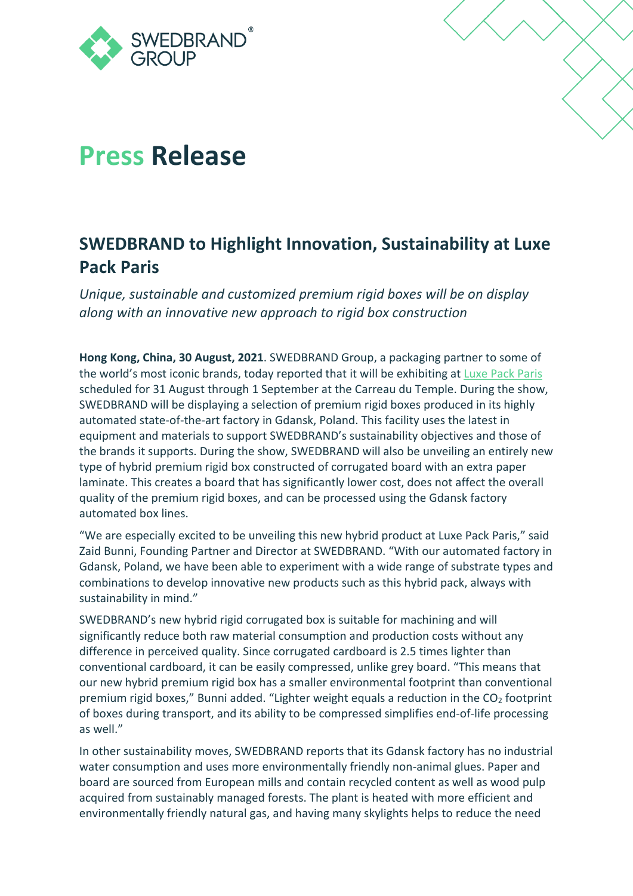SWEDBRAND® GROUP

# Press Release

## SWEDBRAND to Highlight Innovation, Sustainability at Luxe Pack Paris

*Unique, sustainable and customized premium rigid boxes will be on display along with an innovative new approach to rigid box construction*

**Hong Kong, China, 30 August, 2021**. SWEDBRAND Group, a packaging partner to some of the world's most iconic brands, today reported that it will be exhibiting at Luxe Pack Paris scheduled for 31 August through 1 September at the Carreau du Temple. During the show, SWEDBRAND will be displaying a selection of premium rigid boxes produced in its highly automated state-of-the-art factory in Gdansk, Poland. This facility uses the latest in equipment and materials to support SWEDBRAND's sustainability objectives and those of the brands it supports. During the show, SWEDBRAND will also be unveiling an entirely new type of hybrid premium rigid box constructed of corrugated board with an extra paper laminate. This creates a board that has significantly lower cost, does not affect the overall quality of the premium rigid boxes, and can be processed using the Gdansk factory automated box lines.

"We are especially excited to be unveiling this new hybrid product at Luxe Pack Paris," said Zaid Bunni, Founding Partner and Director at SWEDBRAND. "With our automated factory in Gdansk, Poland, we have been able to experiment with a wide range of substrate types and combinations to develop innovative new products such as this hybrid pack, always with sustainability in mind."

SWEDBRAND's new hybrid rigid corrugated box is suitable for machining and will significantly reduce both raw material consumption and production costs without any difference in perceived quality. Since corrugated cardboard is 2.5 times lighter than conventional cardboard, it can be easily compressed, unlike grey board. "This means that our new hybrid premium rigid box has a smaller environmental footprint than conventional premium rigid boxes," Bunni added. "Lighter weight equals a reduction in the $CO_2$ footprint of boxes during transport, and its ability to be compressed simplifies end-of-life processing as well."

In other sustainability moves, SWEDBRAND reports that its Gdansk factory has no industrial water consumption and uses more environmentally friendly non-animal glues. Paper and board are sourced from European mills and contain recycled content as well as wood pulp acquired from sustainably managed forests. The plant is heated with more efficient and environmentally friendly natural gas, and having many skylights helps to reduce the need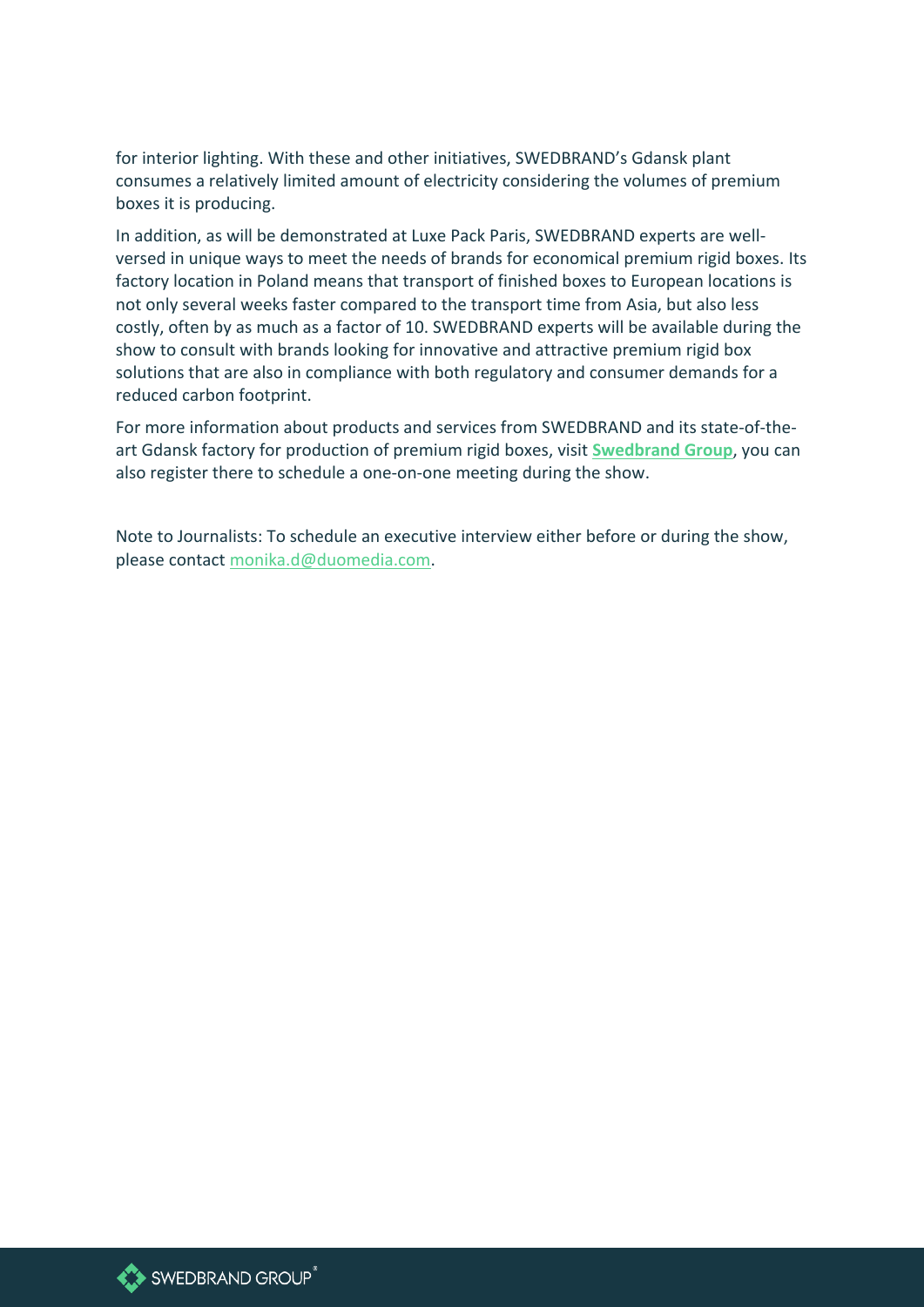for interior lighting. With these and other initiatives, SWEDBRAND's Gdansk plant consumes a relatively limited amount of electricity considering the volumes of premium boxes it is producing.

In addition, as will be demonstrated at Luxe Pack Paris, SWEDBRAND experts are well-versed in unique ways to meet the needs of brands for economical premium rigid boxes. Its factory location in Poland means that transport of finished boxes to European locations is not only several weeks faster compared to the transport time from Asia, but also less costly, often by as much as a factor of 10. SWEDBRAND experts will be available during the show to consult with brands looking for innovative and attractive premium rigid box solutions that are also in compliance with both regulatory and consumer demands for a reduced carbon footprint.

For more information about products and services from SWEDBRAND and its state-of-the-art Gdansk factory for production of premium rigid boxes, visit **Swedbrand Group**, you can also register there to schedule a one-on-one meeting during the show.

Note to Journalists: To schedule an executive interview either before or during the show, please contact monika.d@duomedia.com.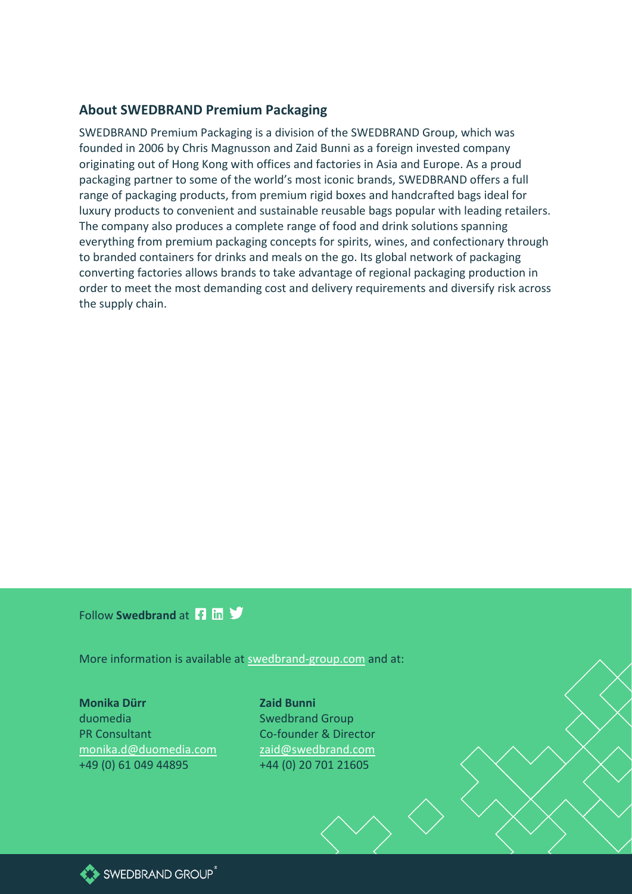## About SWEDBRAND Premium Packaging

SWEDBRAND Premium Packaging is a division of the SWEDBRAND Group, which was founded in 2006 by Chris Magnusson and Zaid Bunni as a foreign invested company originating out of Hong Kong with offices and factories in Asia and Europe. As a proud packaging partner to some of the world's most iconic brands, SWEDBRAND offers a full range of packaging products, from premium rigid boxes and handcrafted bags ideal for luxury products to convenient and sustainable reusable bags popular with leading retailers. The company also produces a complete range of food and drink solutions spanning everything from premium packaging concepts for spirits, wines, and confectionary through to branded containers for drinks and meals on the go. Its global network of packaging converting factories allows brands to take advantage of regional packaging production in order to meet the most demanding cost and delivery requirements and diversify risk across the supply chain.

Follow **Swedbrand** at

More information is available at [swedbrand-group.com](swedbrand-group.com) and at:

**Monika Dürr**
duomedia
PR Consultant
monika.d@duomedia.com
+49 (0) 61 049 44895

**Zaid Bunni**
Swedbrand Group
Co-founder & Director
zaid@swedbrand.com
+44 (0) 20 701 21605

SWEDBRAND GROUP®